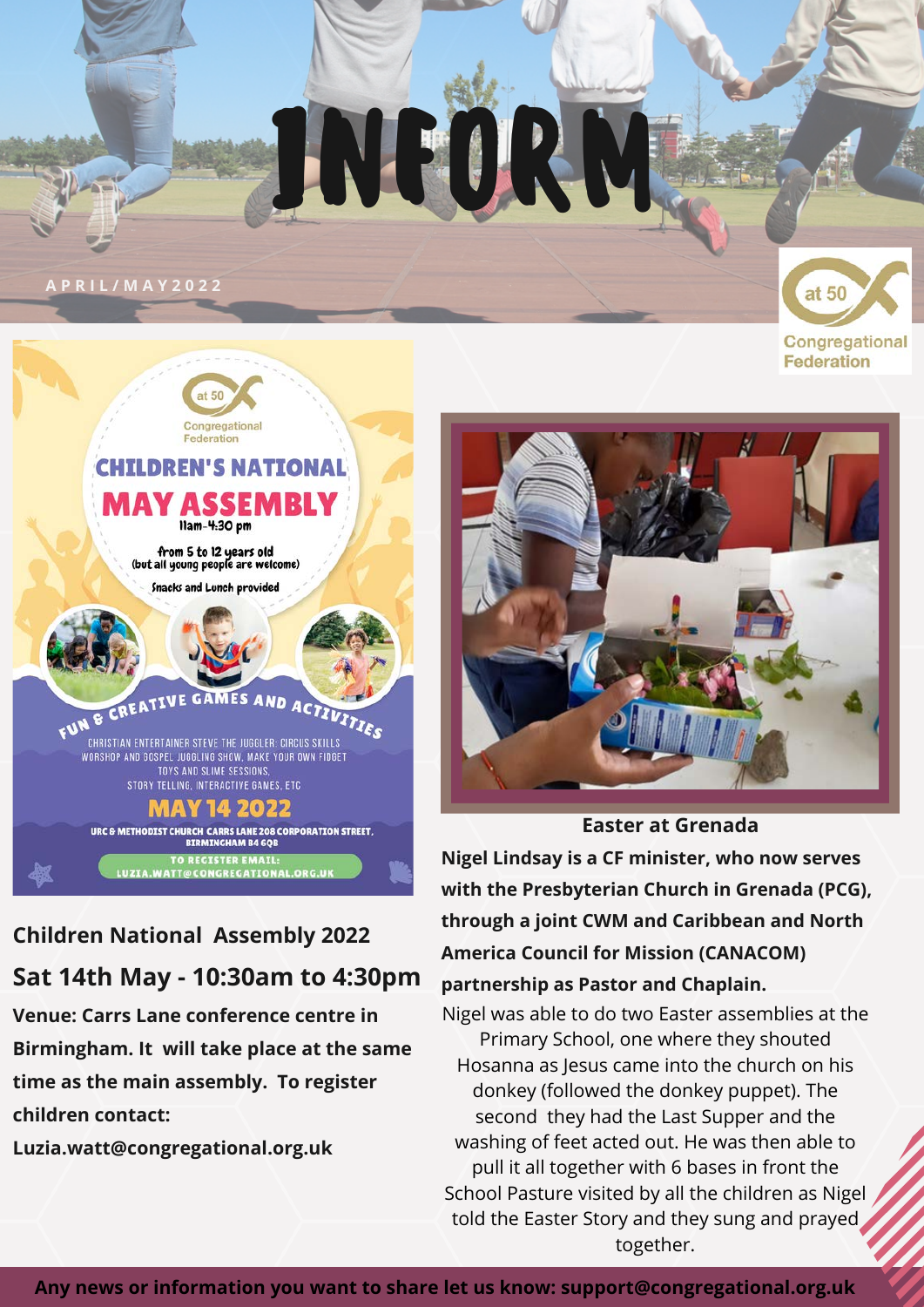# INFORM

APRIL/MAY 2022

at 50 Congregational Federation

at 50 Congregational Federation

## CHILDREN'S NATIONAL MAY ASSEMBLY

11am-4:30 pm

from 5 to 12 years old
(but all young people are welcome)

Snacks and Lunch provided

FUN & CREATIVE GAMES AND ACTIVITIES

CHRISTIAN ENTERTAINER STEVE THE JUGGLER: CIRCUS SKILLS WORSHOP AND GOSPEL JUGGLING SHOW, MAKE YOUR OWN FIDGET TOYS AND SLIME SESSIONS, STORY TELLING, INTERACTIVE GAMES, ETC

MAY 14 2022

URC & METHODIST CHURCH CARRS LANE 208 CORPORATION STREET, BIRMINGHAM B4 6QB

TO REGISTER EMAIL: LUZIA.WATT@CONGREGATIONAL.ORG.UK

## Children National Assembly 2022

## Sat 14th May - 10:30am to 4:30pm

**Venue: Carrs Lane conference centre in Birmingham. It will take place at the same time as the main assembly. To register children contact:**

**Luzia.watt@congregational.org.uk**

## Easter at Grenada

**Nigel Lindsay is a CF minister, who now serves with the Presbyterian Church in Grenada (PCG), through a joint CWM and Caribbean and North America Council for Mission (CANACOM) partnership as Pastor and Chaplain.**

Nigel was able to do two Easter assemblies at the Primary School, one where they shouted Hosanna as Jesus came into the church on his donkey (followed the donkey puppet). The second they had the Last Supper and the washing of feet acted out. He was then able to pull it all together with 6 bases in front the School Pasture visited by all the children as Nigel told the Easter Story and they sung and prayed together.

**Any news or information you want to share let us know: support@congregational.org.uk**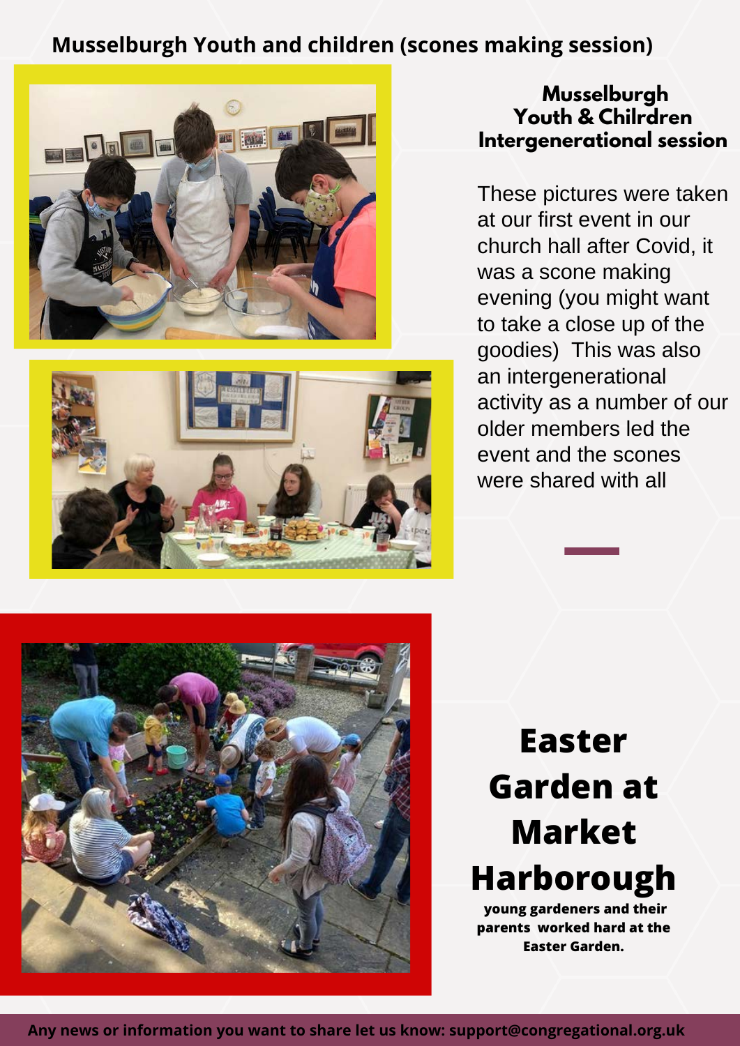## Musselburgh Youth and children (scones making session)

### Musselburgh Youth & Chilrdren Intergenerational session

These pictures were taken at our first event in our church hall after Covid, it was a scone making evening (you might want to take a close up of the goodies) This was also an intergenerational activity as a number of our older members led the event and the scones were shared with all

# Easter Garden at Market Harborough

**young gardeners and their parents worked hard at the Easter Garden.**

**Any news or information you want to share let us know: support@congregational.org.uk**